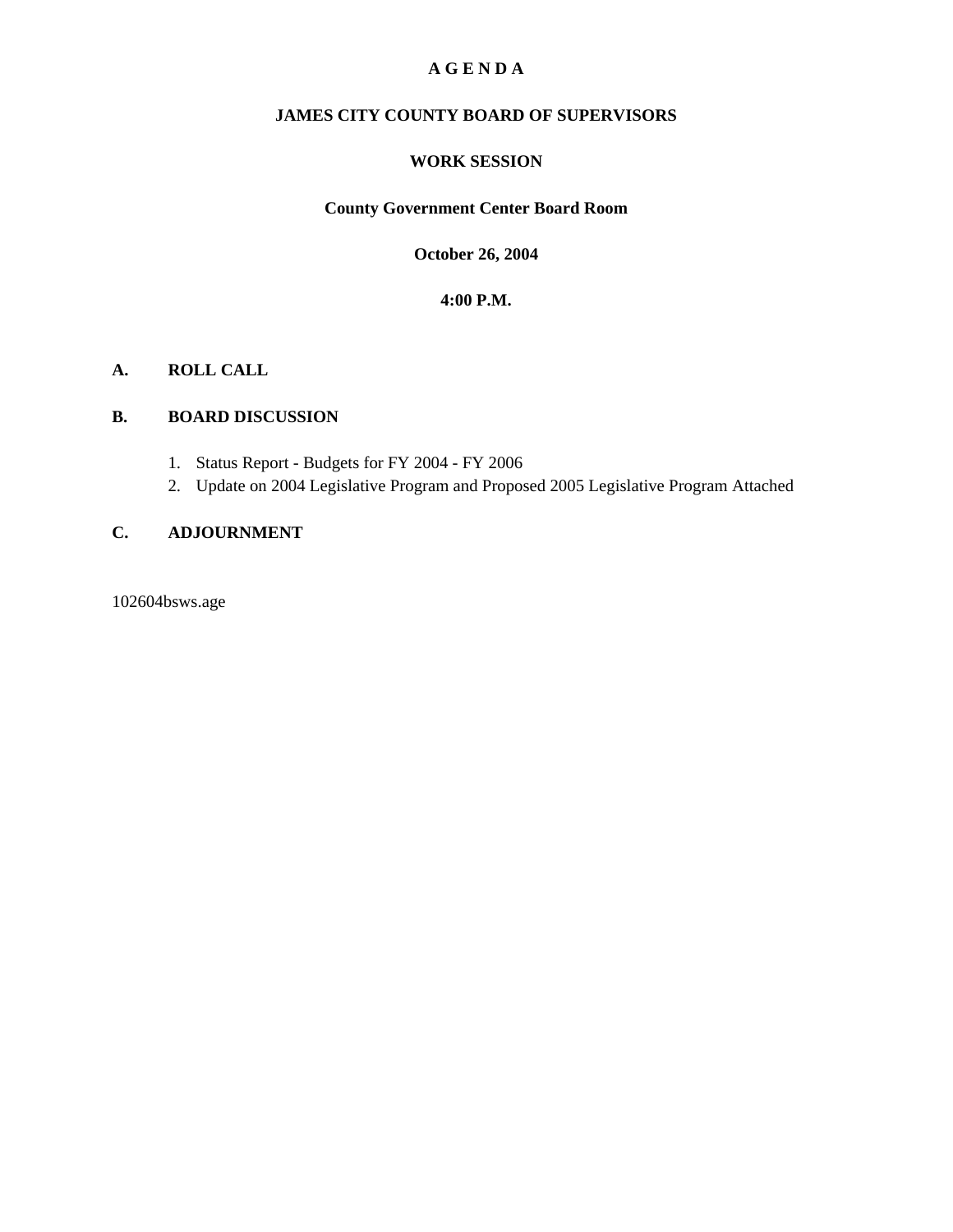# A G E N D A

## JAMES CITY COUNTY BOARD OF SUPERVISORS

## WORK SESSION

**County Government Center Board Room**

**October 26, 2004**

**4:00 P.M.**

**A. ROLL CALL**

**B. BOARD DISCUSSION**

1. Status Report - Budgets for FY 2004 - FY 2006
2. Update on 2004 Legislative Program and Proposed 2005 Legislative Program Attached

**C. ADJOURNMENT**

102604bsws.age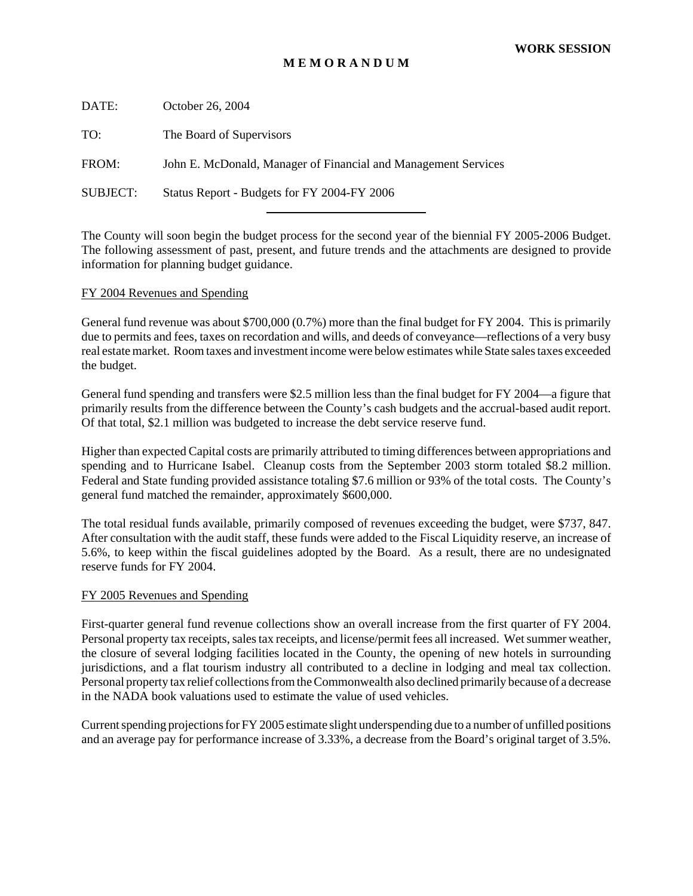**WORK SESSION**

**M E M O R A N D U M**

DATE: October 26, 2004

TO: The Board of Supervisors

FROM: John E. McDonald, Manager of Financial and Management Services

SUBJECT: Status Report - Budgets for FY 2004-FY 2006

The County will soon begin the budget process for the second year of the biennial FY 2005-2006 Budget. The following assessment of past, present, and future trends and the attachments are designed to provide information for planning budget guidance.

FY 2004 Revenues and Spending

General fund revenue was about $700,000 (0.7%) more than the final budget for FY 2004. This is primarily due to permits and fees, taxes on recordation and wills, and deeds of conveyance—reflections of a very busy real estate market. Room taxes and investment income were below estimates while State sales taxes exceeded the budget.

General fund spending and transfers were $2.5 million less than the final budget for FY 2004—a figure that primarily results from the difference between the County's cash budgets and the accrual-based audit report. Of that total, $2.1 million was budgeted to increase the debt service reserve fund.

Higher than expected Capital costs are primarily attributed to timing differences between appropriations and spending and to Hurricane Isabel. Cleanup costs from the September 2003 storm totaled $8.2 million. Federal and State funding provided assistance totaling $7.6 million or 93% of the total costs. The County's general fund matched the remainder, approximately $600,000.

The total residual funds available, primarily composed of revenues exceeding the budget, were $737, 847. After consultation with the audit staff, these funds were added to the Fiscal Liquidity reserve, an increase of 5.6%, to keep within the fiscal guidelines adopted by the Board. As a result, there are no undesignated reserve funds for FY 2004.

FY 2005 Revenues and Spending

First-quarter general fund revenue collections show an overall increase from the first quarter of FY 2004. Personal property tax receipts, sales tax receipts, and license/permit fees all increased. Wet summer weather, the closure of several lodging facilities located in the County, the opening of new hotels in surrounding jurisdictions, and a flat tourism industry all contributed to a decline in lodging and meal tax collection. Personal property tax relief collections from the Commonwealth also declined primarily because of a decrease in the NADA book valuations used to estimate the value of used vehicles.

Current spending projections for FY 2005 estimate slight underspending due to a number of unfilled positions and an average pay for performance increase of 3.33%, a decrease from the Board's original target of 3.5%.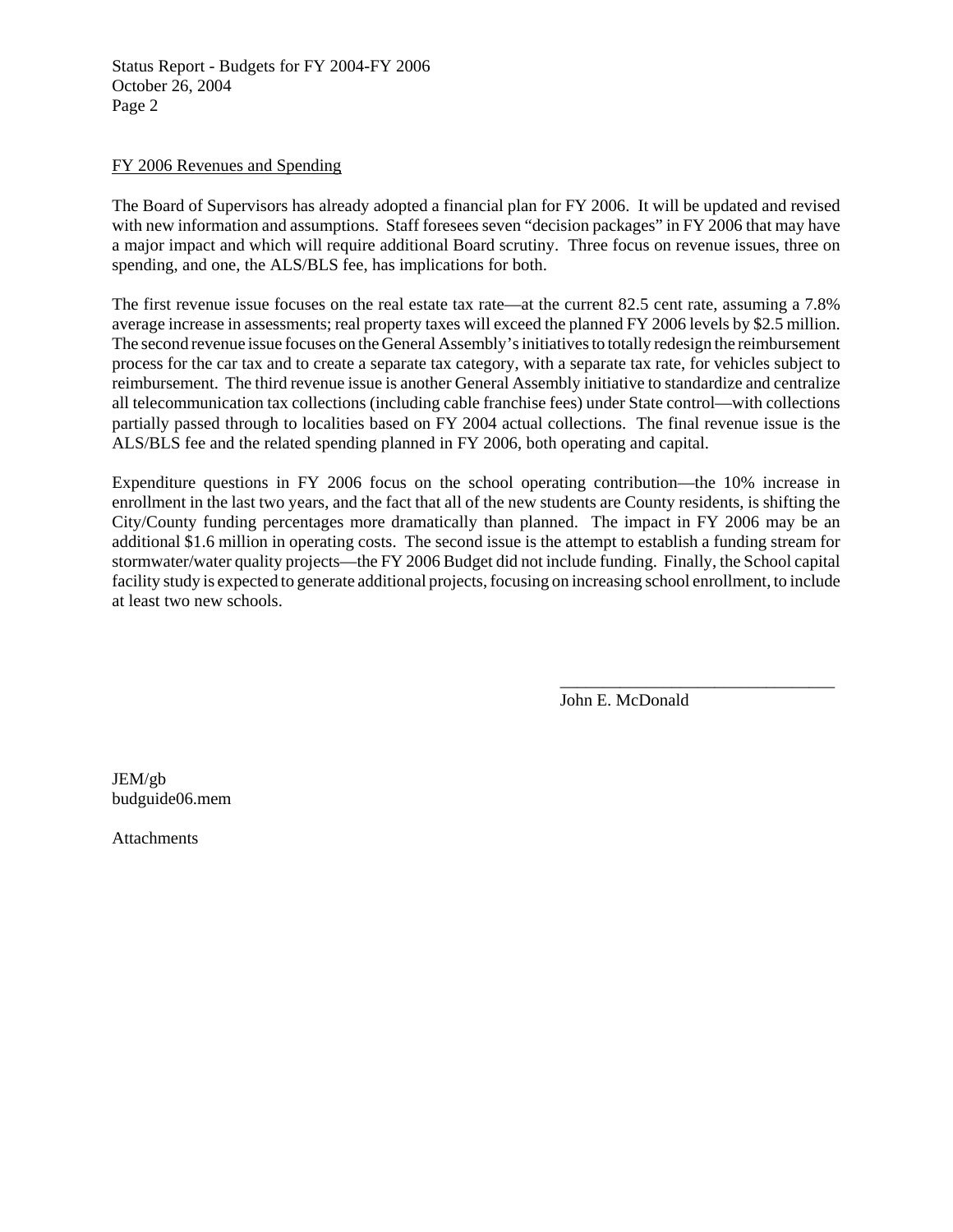FY 2006 Revenues and Spending

The Board of Supervisors has already adopted a financial plan for FY 2006. It will be updated and revised with new information and assumptions. Staff foresees seven "decision packages" in FY 2006 that may have a major impact and which will require additional Board scrutiny. Three focus on revenue issues, three on spending, and one, the ALS/BLS fee, has implications for both.

The first revenue issue focuses on the real estate tax rate—at the current 82.5 cent rate, assuming a 7.8% average increase in assessments; real property taxes will exceed the planned FY 2006 levels by $2.5 million. The second revenue issue focuses on the General Assembly's initiatives to totally redesign the reimbursement process for the car tax and to create a separate tax category, with a separate tax rate, for vehicles subject to reimbursement. The third revenue issue is another General Assembly initiative to standardize and centralize all telecommunication tax collections (including cable franchise fees) under State control—with collections partially passed through to localities based on FY 2004 actual collections. The final revenue issue is the ALS/BLS fee and the related spending planned in FY 2006, both operating and capital.

Expenditure questions in FY 2006 focus on the school operating contribution—the 10% increase in enrollment in the last two years, and the fact that all of the new students are County residents, is shifting the City/County funding percentages more dramatically than planned. The impact in FY 2006 may be an additional $1.6 million in operating costs. The second issue is the attempt to establish a funding stream for stormwater/water quality projects—the FY 2006 Budget did not include funding. Finally, the School capital facility study is expected to generate additional projects, focusing on increasing school enrollment, to include at least two new schools.

________________________________
John E. McDonald

JEM/gb
budguide06.mem

Attachments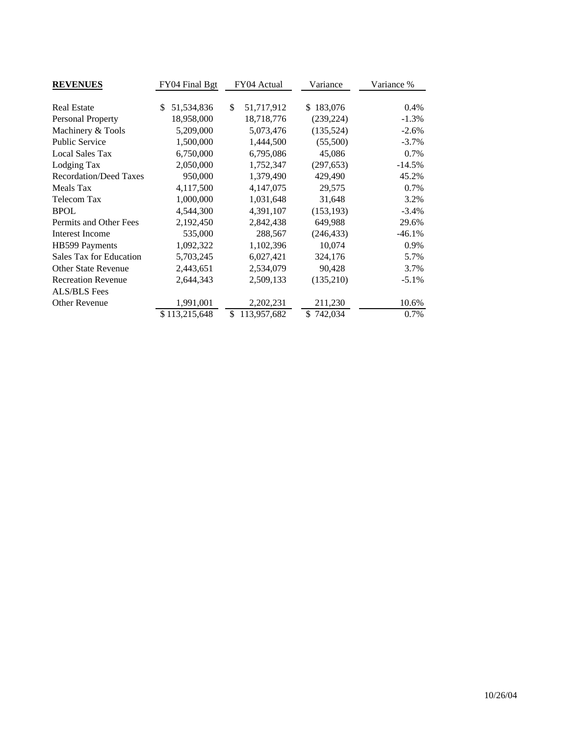| **REVENUES** | FY04 Final Bgt | FY04 Actual | Variance | Variance % |
|---|---|---|---|---|
| Real Estate | $ 51,534,836 | $ 51,717,912 | $ 183,076 | 0.4% |
| Personal Property | 18,958,000 | 18,718,776 | (239,224) | -1.3% |
| Machinery & Tools | 5,209,000 | 5,073,476 | (135,524) | -2.6% |
| Public Service | 1,500,000 | 1,444,500 | (55,500) | -3.7% |
| Local Sales Tax | 6,750,000 | 6,795,086 | 45,086 | 0.7% |
| Lodging Tax | 2,050,000 | 1,752,347 | (297,653) | -14.5% |
| Recordation/Deed Taxes | 950,000 | 1,379,490 | 429,490 | 45.2% |
| Meals Tax | 4,117,500 | 4,147,075 | 29,575 | 0.7% |
| Telecom Tax | 1,000,000 | 1,031,648 | 31,648 | 3.2% |
| BPOL | 4,544,300 | 4,391,107 | (153,193) | -3.4% |
| Permits and Other Fees | 2,192,450 | 2,842,438 | 649,988 | 29.6% |
| Interest Income | 535,000 | 288,567 | (246,433) | -46.1% |
| HB599 Payments | 1,092,322 | 1,102,396 | 10,074 | 0.9% |
| Sales Tax for Education | 5,703,245 | 6,027,421 | 324,176 | 5.7% |
| Other State Revenue | 2,443,651 | 2,534,079 | 90,428 | 3.7% |
| Recreation Revenue | 2,644,343 | 2,509,133 | (135,210) | -5.1% |
| ALS/BLS Fees | | | | |
| Other Revenue | 1,991,001 | 2,202,231 | 211,230 | 10.6% |
| | $ 113,215,648 | $ 113,957,682 | $ 742,034 | 0.7% |

10/26/04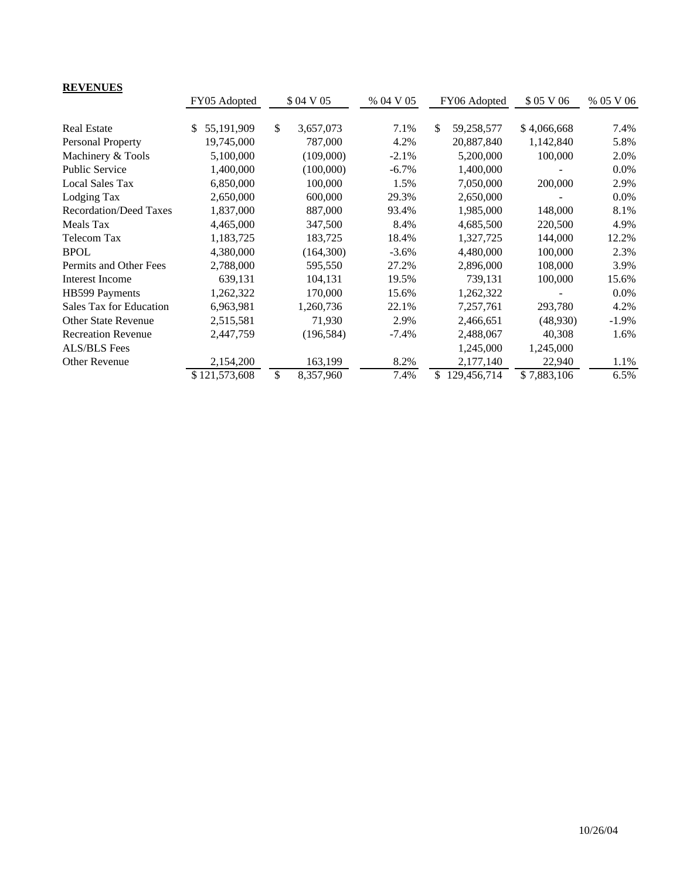**REVENUES**

| | FY05 Adopted | $ 04 V 05 | % 04 V 05 | FY06 Adopted | $ 05 V 06 | % 05 V 06 |
|---|---|---|---|---|---|---|
| Real Estate | $ 55,191,909 | $ 3,657,073 | 7.1% | $ 59,258,577 | $ 4,066,668 | 7.4% |
| Personal Property | 19,745,000 | 787,000 | 4.2% | 20,887,840 | 1,142,840 | 5.8% |
| Machinery & Tools | 5,100,000 | (109,000) | -2.1% | 5,200,000 | 100,000 | 2.0% |
| Public Service | 1,400,000 | (100,000) | -6.7% | 1,400,000 | - | 0.0% |
| Local Sales Tax | 6,850,000 | 100,000 | 1.5% | 7,050,000 | 200,000 | 2.9% |
| Lodging Tax | 2,650,000 | 600,000 | 29.3% | 2,650,000 | - | 0.0% |
| Recordation/Deed Taxes | 1,837,000 | 887,000 | 93.4% | 1,985,000 | 148,000 | 8.1% |
| Meals Tax | 4,465,000 | 347,500 | 8.4% | 4,685,500 | 220,500 | 4.9% |
| Telecom Tax | 1,183,725 | 183,725 | 18.4% | 1,327,725 | 144,000 | 12.2% |
| BPOL | 4,380,000 | (164,300) | -3.6% | 4,480,000 | 100,000 | 2.3% |
| Permits and Other Fees | 2,788,000 | 595,550 | 27.2% | 2,896,000 | 108,000 | 3.9% |
| Interest Income | 639,131 | 104,131 | 19.5% | 739,131 | 100,000 | 15.6% |
| HB599 Payments | 1,262,322 | 170,000 | 15.6% | 1,262,322 | - | 0.0% |
| Sales Tax for Education | 6,963,981 | 1,260,736 | 22.1% | 7,257,761 | 293,780 | 4.2% |
| Other State Revenue | 2,515,581 | 71,930 | 2.9% | 2,466,651 | (48,930) | -1.9% |
| Recreation Revenue | 2,447,759 | (196,584) | -7.4% | 2,488,067 | 40,308 | 1.6% |
| ALS/BLS Fees | | | | 1,245,000 | 1,245,000 | |
| Other Revenue | 2,154,200 | 163,199 | 8.2% | 2,177,140 | 22,940 | 1.1% |
| | $ 121,573,608 | $ 8,357,960 | 7.4% | $ 129,456,714 | $ 7,883,106 | 6.5% |

10/26/04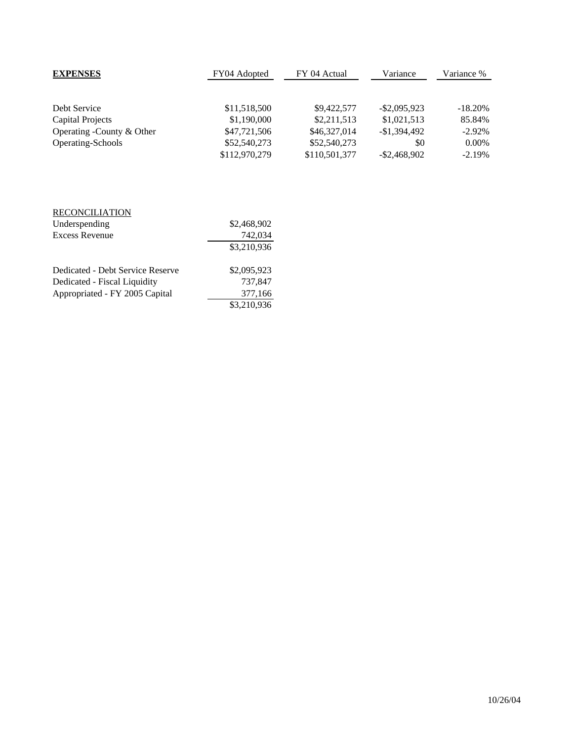| **EXPENSES** | FY04 Adopted | FY 04 Actual | Variance | Variance % |
|---|---|---|---|---|
| Debt Service | $11,518,500 | $9,422,577 | -$2,095,923 | -18.20% |
| Capital Projects | $1,190,000 | $2,211,513 | $1,021,513 | 85.84% |
| Operating -County & Other | $47,721,506 | $46,327,014 | -$1,394,492 | -2.92% |
| Operating-Schools | $52,540,273 | $52,540,273 | $0 | 0.00% |
| | $112,970,279 | $110,501,377 | -$2,468,902 | -2.19% |

| RECONCILIATION | |
|---|---|
| Underspending | $2,468,902 |
| Excess Revenue | 742,034 |
| | $3,210,936 |
| | |
| Dedicated - Debt Service Reserve | $2,095,923 |
| Dedicated - Fiscal Liquidity | 737,847 |
| Appropriated - FY 2005 Capital | 377,166 |
| | $3,210,936 |

10/26/04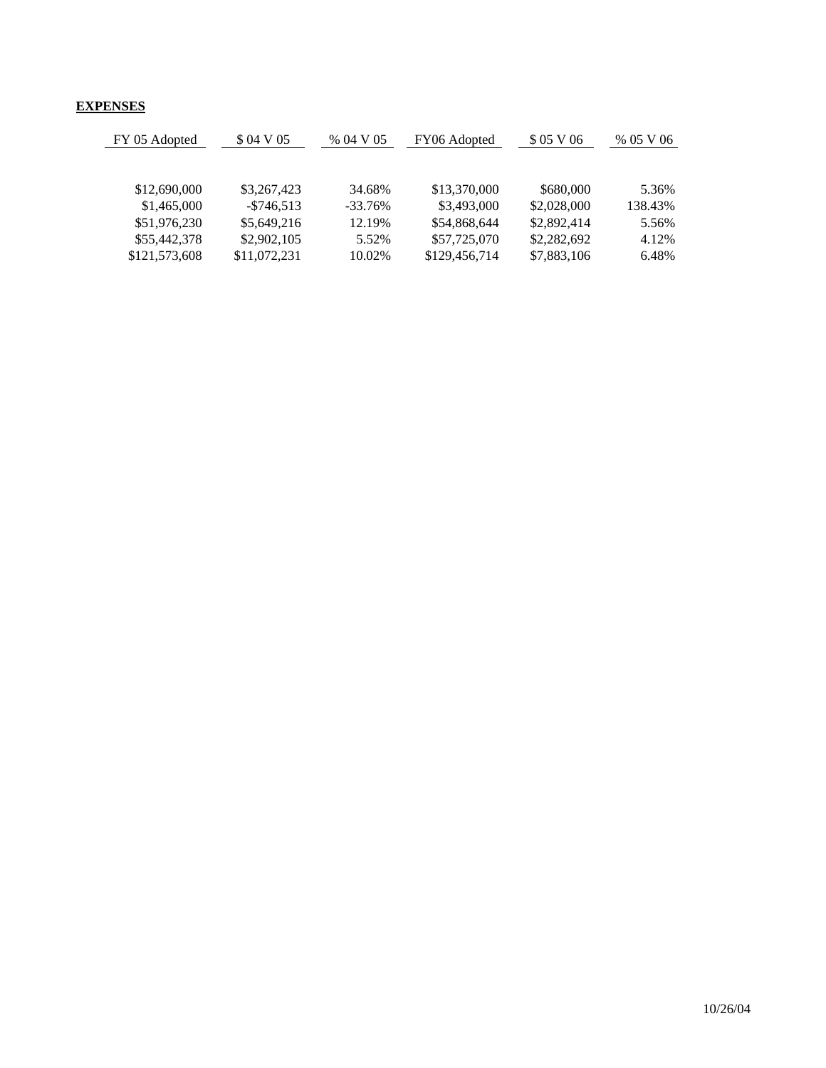**EXPENSES**

| FY 05 Adopted | $ 04 V 05 | % 04 V 05 | FY06 Adopted | $ 05 V 06 | % 05 V 06 |
|---|---|---|---|---|---|
| $12,690,000 | $3,267,423 | 34.68% | $13,370,000 | $680,000 | 5.36% |
| $1,465,000 | -$746,513 | -33.76% | $3,493,000 | $2,028,000 | 138.43% |
| $51,976,230 | $5,649,216 | 12.19% | $54,868,644 | $2,892,414 | 5.56% |
| $55,442,378 | $2,902,105 | 5.52% | $57,725,070 | $2,282,692 | 4.12% |
| $121,573,608 | $11,072,231 | 10.02% | $129,456,714 | $7,883,106 | 6.48% |

10/26/04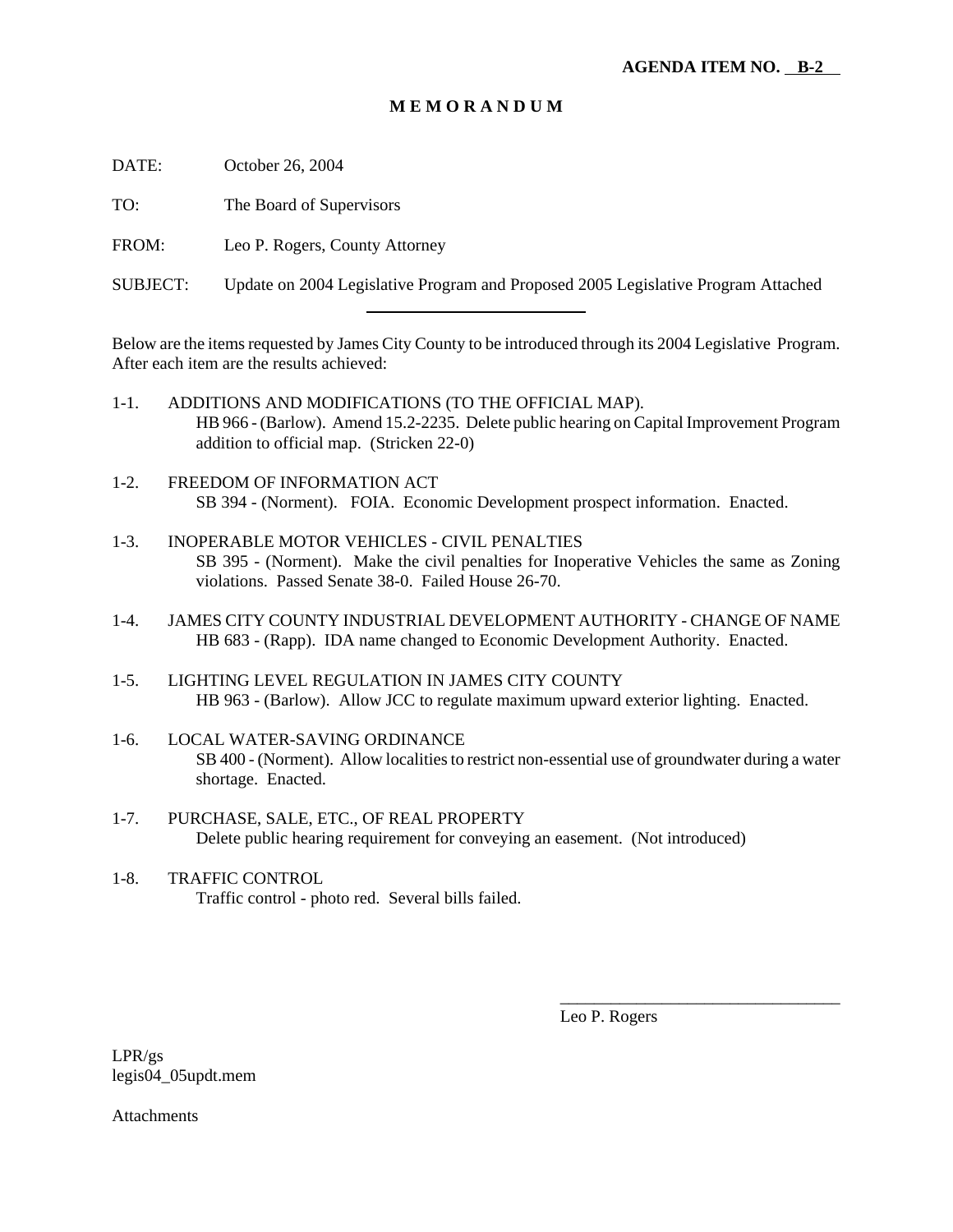**AGENDA ITEM NO. B-2**

# MEMORANDUM

DATE: October 26, 2004

TO: The Board of Supervisors

FROM: Leo P. Rogers, County Attorney

SUBJECT: Update on 2004 Legislative Program and Proposed 2005 Legislative Program Attached

---

Below are the items requested by James City County to be introduced through its 2004 Legislative Program. After each item are the results achieved:

1-1. ADDITIONS AND MODIFICATIONS (TO THE OFFICIAL MAP).
HB 966 - (Barlow). Amend 15.2-2235. Delete public hearing on Capital Improvement Program addition to official map. (Stricken 22-0)

1-2. FREEDOM OF INFORMATION ACT
SB 394 - (Norment). FOIA. Economic Development prospect information. Enacted.

1-3. INOPERABLE MOTOR VEHICLES - CIVIL PENALTIES
SB 395 - (Norment). Make the civil penalties for Inoperative Vehicles the same as Zoning violations. Passed Senate 38-0. Failed House 26-70.

1-4. JAMES CITY COUNTY INDUSTRIAL DEVELOPMENT AUTHORITY - CHANGE OF NAME
HB 683 - (Rapp). IDA name changed to Economic Development Authority. Enacted.

1-5. LIGHTING LEVEL REGULATION IN JAMES CITY COUNTY
HB 963 - (Barlow). Allow JCC to regulate maximum upward exterior lighting. Enacted.

1-6. LOCAL WATER-SAVING ORDINANCE
SB 400 - (Norment). Allow localities to restrict non-essential use of groundwater during a water shortage. Enacted.

1-7. PURCHASE, SALE, ETC., OF REAL PROPERTY
Delete public hearing requirement for conveying an easement. (Not introduced)

1-8. TRAFFIC CONTROL
Traffic control - photo red. Several bills failed.

Leo P. Rogers

LPR/gs
legis04_05updt.mem

Attachments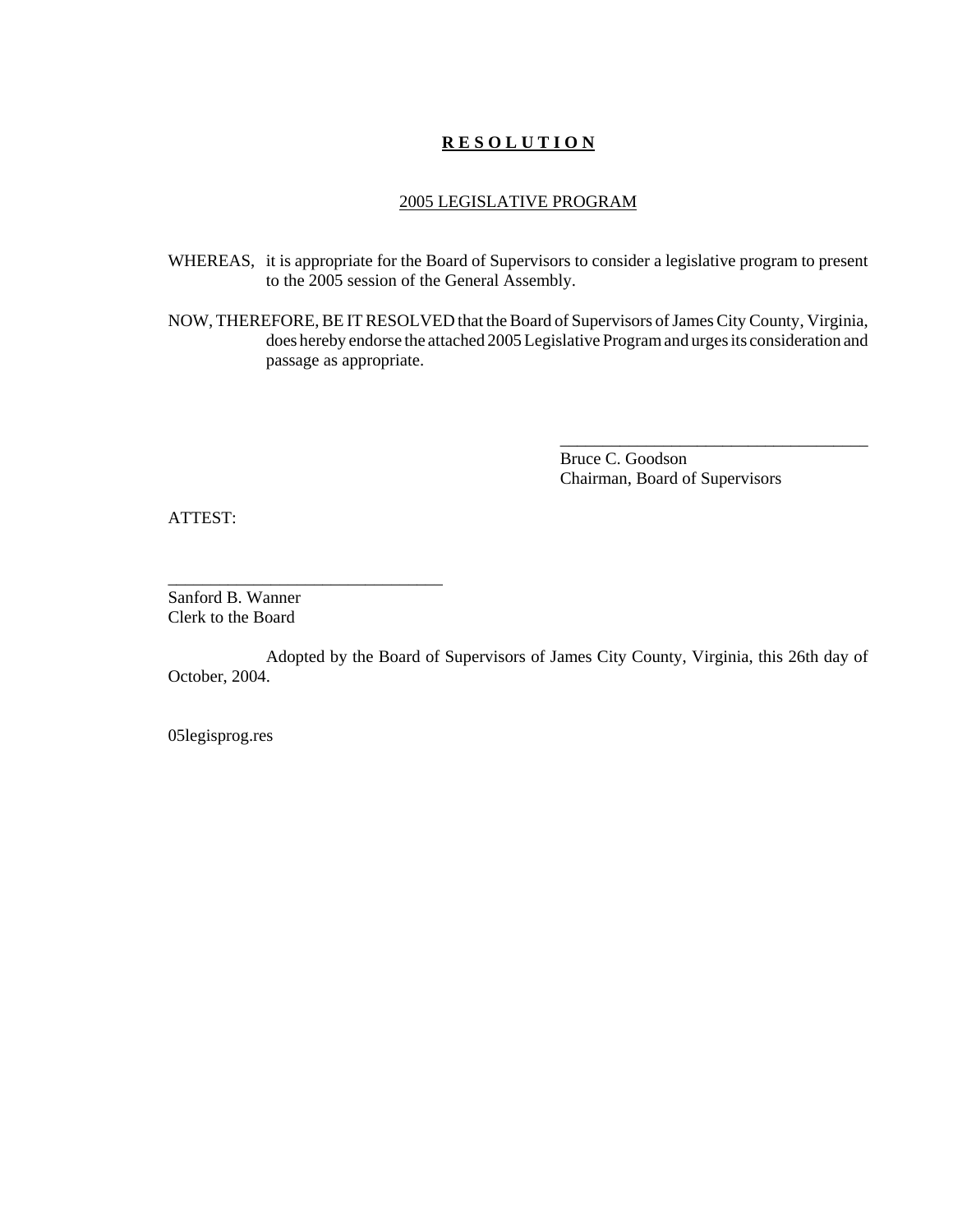# **R E S O L U T I O N**

## 2005 LEGISLATIVE PROGRAM

WHEREAS, it is appropriate for the Board of Supervisors to consider a legislative program to present to the 2005 session of the General Assembly.

NOW, THEREFORE, BE IT RESOLVED that the Board of Supervisors of James City County, Virginia, does hereby endorse the attached 2005 Legislative Program and urges its consideration and passage as appropriate.

\_\_\_\_\_\_\_\_\_\_\_\_\_\_\_\_\_\_\_\_\_\_\_\_\_\_\_\_\_\_\_\_\_\_\_\_\_\_

Bruce C. Goodson
Chairman, Board of Supervisors

ATTEST:

\_\_\_\_\_\_\_\_\_\_\_\_\_\_\_\_\_\_\_\_\_\_\_\_\_\_\_\_\_\_\_\_\_\_

Sanford B. Wanner
Clerk to the Board

Adopted by the Board of Supervisors of James City County, Virginia, this 26th day of October, 2004.

05legisprog.res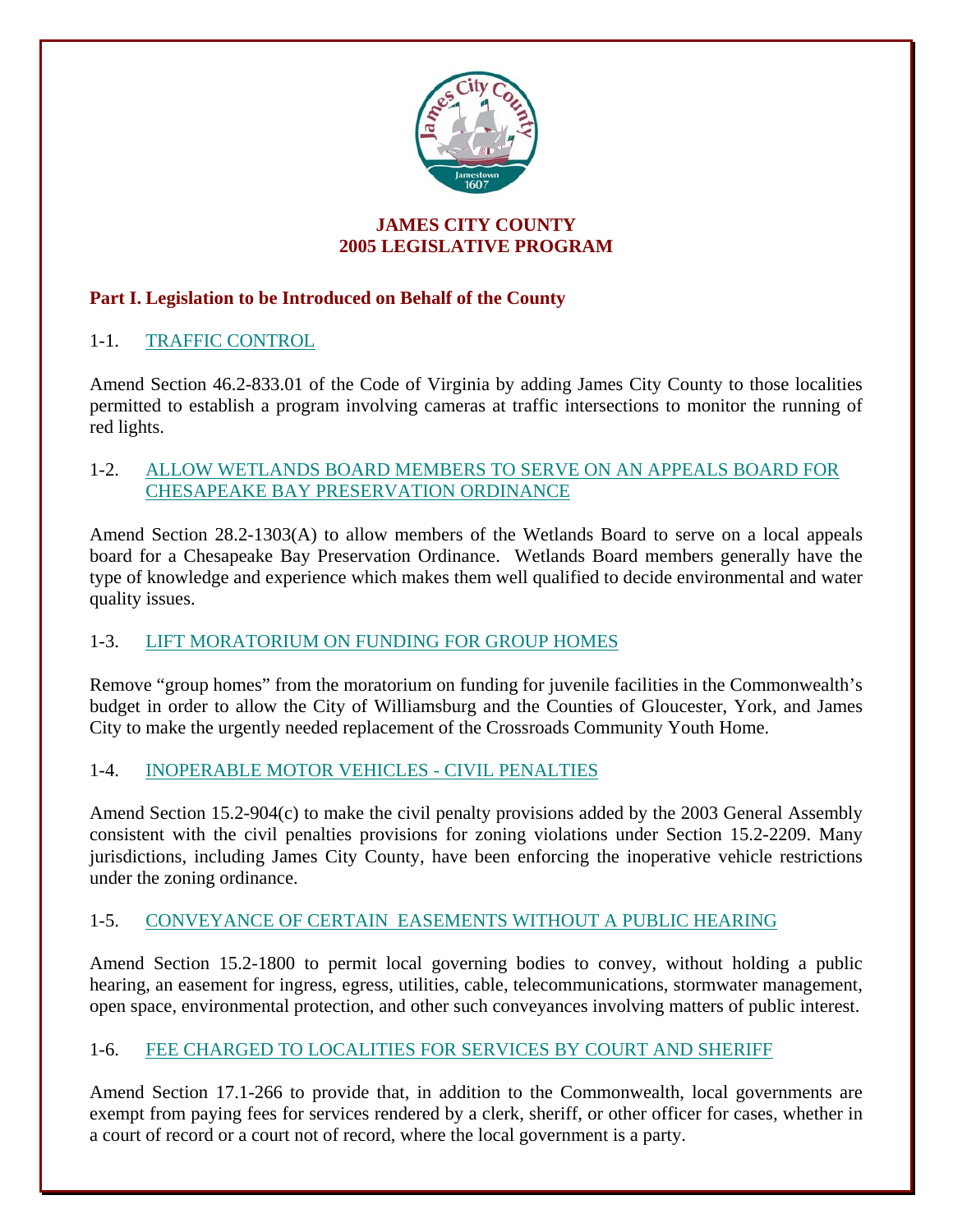# JAMES CITY COUNTY
# 2005 LEGISLATIVE PROGRAM

## Part I. Legislation to be Introduced on Behalf of the County

### 1-1. TRAFFIC CONTROL

Amend Section 46.2-833.01 of the Code of Virginia by adding James City County to those localities permitted to establish a program involving cameras at traffic intersections to monitor the running of red lights.

### 1-2. ALLOW WETLANDS BOARD MEMBERS TO SERVE ON AN APPEALS BOARD FOR CHESAPEAKE BAY PRESERVATION ORDINANCE

Amend Section 28.2-1303(A) to allow members of the Wetlands Board to serve on a local appeals board for a Chesapeake Bay Preservation Ordinance. Wetlands Board members generally have the type of knowledge and experience which makes them well qualified to decide environmental and water quality issues.

### 1-3. LIFT MORATORIUM ON FUNDING FOR GROUP HOMES

Remove "group homes" from the moratorium on funding for juvenile facilities in the Commonwealth's budget in order to allow the City of Williamsburg and the Counties of Gloucester, York, and James City to make the urgently needed replacement of the Crossroads Community Youth Home.

### 1-4. INOPERABLE MOTOR VEHICLES - CIVIL PENALTIES

Amend Section 15.2-904(c) to make the civil penalty provisions added by the 2003 General Assembly consistent with the civil penalties provisions for zoning violations under Section 15.2-2209. Many jurisdictions, including James City County, have been enforcing the inoperative vehicle restrictions under the zoning ordinance.

### 1-5. CONVEYANCE OF CERTAIN EASEMENTS WITHOUT A PUBLIC HEARING

Amend Section 15.2-1800 to permit local governing bodies to convey, without holding a public hearing, an easement for ingress, egress, utilities, cable, telecommunications, stormwater management, open space, environmental protection, and other such conveyances involving matters of public interest.

### 1-6. FEE CHARGED TO LOCALITIES FOR SERVICES BY COURT AND SHERIFF

Amend Section 17.1-266 to provide that, in addition to the Commonwealth, local governments are exempt from paying fees for services rendered by a clerk, sheriff, or other officer for cases, whether in a court of record or a court not of record, where the local government is a party.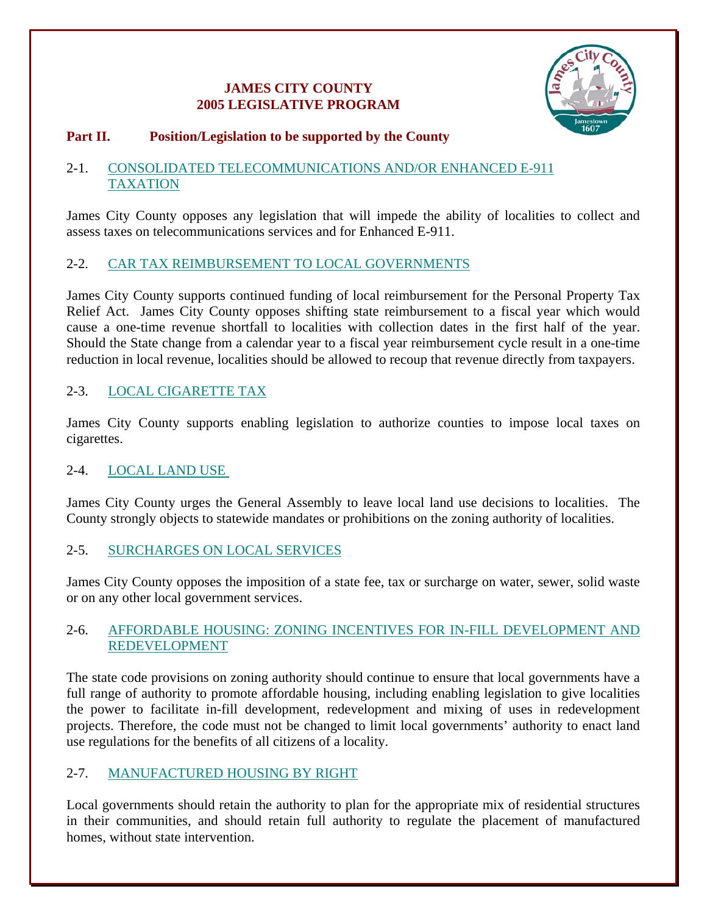# JAMES CITY COUNTY
# 2005 LEGISLATIVE PROGRAM

## Part II. Position/Legislation to be supported by the County

### 2-1. CONSOLIDATED TELECOMMUNICATIONS AND/OR ENHANCED E-911 TAXATION

James City County opposes any legislation that will impede the ability of localities to collect and assess taxes on telecommunications services and for Enhanced E-911.

### 2-2. CAR TAX REIMBURSEMENT TO LOCAL GOVERNMENTS

James City County supports continued funding of local reimbursement for the Personal Property Tax Relief Act. James City County opposes shifting state reimbursement to a fiscal year which would cause a one-time revenue shortfall to localities with collection dates in the first half of the year. Should the State change from a calendar year to a fiscal year reimbursement cycle result in a one-time reduction in local revenue, localities should be allowed to recoup that revenue directly from taxpayers.

### 2-3. LOCAL CIGARETTE TAX

James City County supports enabling legislation to authorize counties to impose local taxes on cigarettes.

### 2-4. LOCAL LAND USE

James City County urges the General Assembly to leave local land use decisions to localities. The County strongly objects to statewide mandates or prohibitions on the zoning authority of localities.

### 2-5. SURCHARGES ON LOCAL SERVICES

James City County opposes the imposition of a state fee, tax or surcharge on water, sewer, solid waste or on any other local government services.

### 2-6. AFFORDABLE HOUSING: ZONING INCENTIVES FOR IN-FILL DEVELOPMENT AND REDEVELOPMENT

The state code provisions on zoning authority should continue to ensure that local governments have a full range of authority to promote affordable housing, including enabling legislation to give localities the power to facilitate in-fill development, redevelopment and mixing of uses in redevelopment projects. Therefore, the code must not be changed to limit local governments' authority to enact land use regulations for the benefits of all citizens of a locality.

### 2-7. MANUFACTURED HOUSING BY RIGHT

Local governments should retain the authority to plan for the appropriate mix of residential structures in their communities, and should retain full authority to regulate the placement of manufactured homes, without state intervention.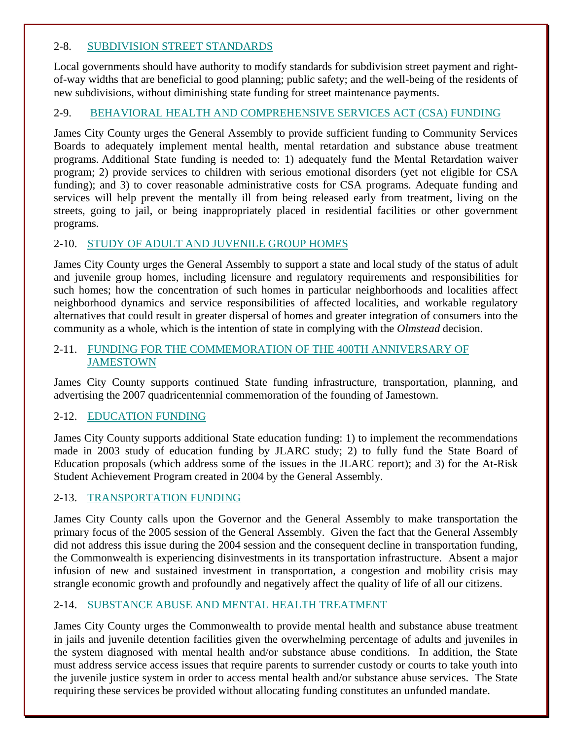## 2-8. SUBDIVISION STREET STANDARDS

Local governments should have authority to modify standards for subdivision street payment and right-of-way widths that are beneficial to good planning; public safety; and the well-being of the residents of new subdivisions, without diminishing state funding for street maintenance payments.

## 2-9. BEHAVIORAL HEALTH AND COMPREHENSIVE SERVICES ACT (CSA) FUNDING

James City County urges the General Assembly to provide sufficient funding to Community Services Boards to adequately implement mental health, mental retardation and substance abuse treatment programs. Additional State funding is needed to: 1) adequately fund the Mental Retardation waiver program; 2) provide services to children with serious emotional disorders (yet not eligible for CSA funding); and 3) to cover reasonable administrative costs for CSA programs. Adequate funding and services will help prevent the mentally ill from being released early from treatment, living on the streets, going to jail, or being inappropriately placed in residential facilities or other government programs.

## 2-10. STUDY OF ADULT AND JUVENILE GROUP HOMES

James City County urges the General Assembly to support a state and local study of the status of adult and juvenile group homes, including licensure and regulatory requirements and responsibilities for such homes; how the concentration of such homes in particular neighborhoods and localities affect neighborhood dynamics and service responsibilities of affected localities, and workable regulatory alternatives that could result in greater dispersal of homes and greater integration of consumers into the community as a whole, which is the intention of state in complying with the *Olmstead* decision.

## 2-11. FUNDING FOR THE COMMEMORATION OF THE 400TH ANNIVERSARY OF JAMESTOWN

James City County supports continued State funding infrastructure, transportation, planning, and advertising the 2007 quadricentennial commemoration of the founding of Jamestown.

## 2-12. EDUCATION FUNDING

James City County supports additional State education funding: 1) to implement the recommendations made in 2003 study of education funding by JLARC study; 2) to fully fund the State Board of Education proposals (which address some of the issues in the JLARC report); and 3) for the At-Risk Student Achievement Program created in 2004 by the General Assembly.

## 2-13. TRANSPORTATION FUNDING

James City County calls upon the Governor and the General Assembly to make transportation the primary focus of the 2005 session of the General Assembly. Given the fact that the General Assembly did not address this issue during the 2004 session and the consequent decline in transportation funding, the Commonwealth is experiencing disinvestments in its transportation infrastructure. Absent a major infusion of new and sustained investment in transportation, a congestion and mobility crisis may strangle economic growth and profoundly and negatively affect the quality of life of all our citizens.

## 2-14. SUBSTANCE ABUSE AND MENTAL HEALTH TREATMENT

James City County urges the Commonwealth to provide mental health and substance abuse treatment in jails and juvenile detention facilities given the overwhelming percentage of adults and juveniles in the system diagnosed with mental health and/or substance abuse conditions. In addition, the State must address service access issues that require parents to surrender custody or courts to take youth into the juvenile justice system in order to access mental health and/or substance abuse services. The State requiring these services be provided without allocating funding constitutes an unfunded mandate.